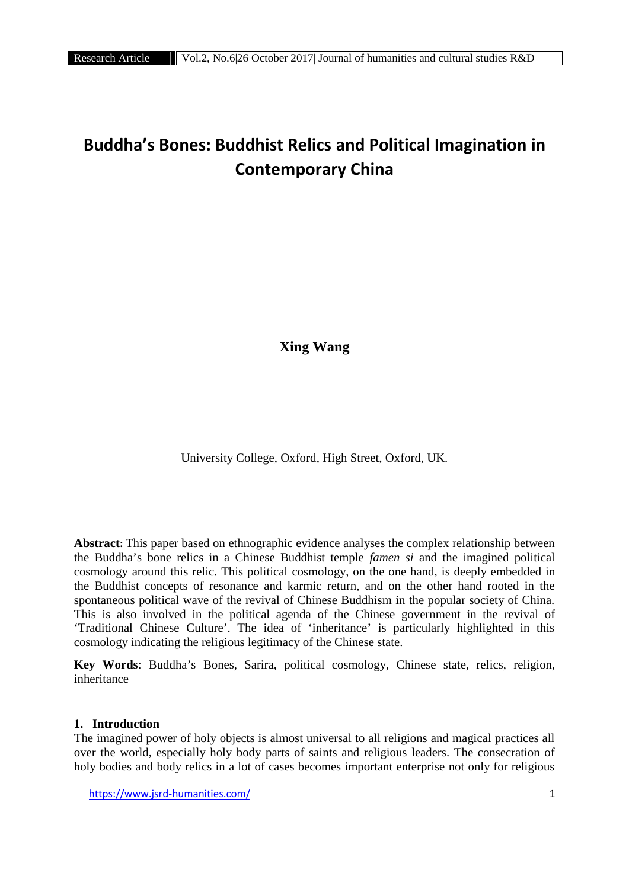# Buddha's Bones: Buddhist Relics and Political Imagination in Contemporary China

**Xing Wang**

University College, Oxford, High Street, Oxford, UK.

**Abstract:** This paper based on ethnographic evidence analyses the complex relationship between the Buddha's bone relics in a Chinese Buddhist temple *famen si* and the imagined political cosmology around this relic. This political cosmology, on the one hand, is deeply embedded in the Buddhist concepts of resonance and karmic return, and on the other hand rooted in the spontaneous political wave of the revival of Chinese Buddhism in the popular society of China. This is also involved in the political agenda of the Chinese government in the revival of 'Traditional Chinese Culture'. The idea of 'inheritance' is particularly highlighted in this cosmology indicating the religious legitimacy of the Chinese state.

**Key Words**: Buddha's Bones, Sarira, political cosmology, Chinese state, relics, religion, inheritance

## 1. Introduction

The imagined power of holy objects is almost universal to all religions and magical practices all over the world, especially holy body parts of saints and religious leaders. The consecration of holy bodies and body relics in a lot of cases becomes important enterprise not only for religious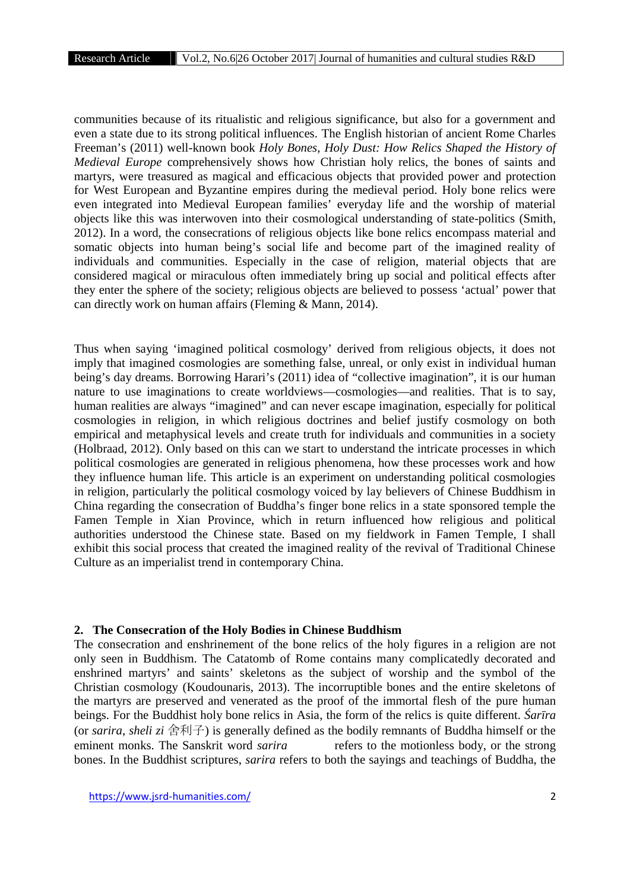communities because of its ritualistic and religious significance, but also for a government and even a state due to its strong political influences. The English historian of ancient Rome Charles Freeman's (2011) well-known book *Holy Bones, Holy Dust: How Relics Shaped the History of Medieval Europe* comprehensively shows how Christian holy relics, the bones of saints and martyrs, were treasured as magical and efficacious objects that provided power and protection for West European and Byzantine empires during the medieval period. Holy bone relics were even integrated into Medieval European families' everyday life and the worship of material objects like this was interwoven into their cosmological understanding of state-politics (Smith, 2012). In a word, the consecrations of religious objects like bone relics encompass material and somatic objects into human being's social life and become part of the imagined reality of individuals and communities. Especially in the case of religion, material objects that are considered magical or miraculous often immediately bring up social and political effects after they enter the sphere of the society; religious objects are believed to possess 'actual' power that can directly work on human affairs (Fleming & Mann, 2014).

Thus when saying 'imagined political cosmology' derived from religious objects, it does not imply that imagined cosmologies are something false, unreal, or only exist in individual human being's day dreams. Borrowing Harari's (2011) idea of "collective imagination", it is our human nature to use imaginations to create worldviews—cosmologies—and realities. That is to say, human realities are always "imagined" and can never escape imagination, especially for political cosmologies in religion, in which religious doctrines and belief justify cosmology on both empirical and metaphysical levels and create truth for individuals and communities in a society (Holbraad, 2012). Only based on this can we start to understand the intricate processes in which political cosmologies are generated in religious phenomena, how these processes work and how they influence human life. This article is an experiment on understanding political cosmologies in religion, particularly the political cosmology voiced by lay believers of Chinese Buddhism in China regarding the consecration of Buddha's finger bone relics in a state sponsored temple the Famen Temple in Xian Province, which in return influenced how religious and political authorities understood the Chinese state. Based on my fieldwork in Famen Temple, I shall exhibit this social process that created the imagined reality of the revival of Traditional Chinese Culture as an imperialist trend in contemporary China.

## 2. The Consecration of the Holy Bodies in Chinese Buddhism

The consecration and enshrinement of the bone relics of the holy figures in a religion are not only seen in Buddhism. The Catatomb of Rome contains many complicatedly decorated and enshrined martyrs' and saints' skeletons as the subject of worship and the symbol of the Christian cosmology (Koudounaris, 2013). The incorruptible bones and the entire skeletons of the martyrs are preserved and venerated as the proof of the immortal flesh of the pure human beings. For the Buddhist holy bone relics in Asia, the form of the relics is quite different. *Śarīra* (or *sarira*, *sheli zi* 舍利子) is generally defined as the bodily remnants of Buddha himself or the eminent monks. The Sanskrit word *sarira* refers to the motionless body, or the strong bones. In the Buddhist scriptures, *sarira* refers to both the sayings and teachings of Buddha, the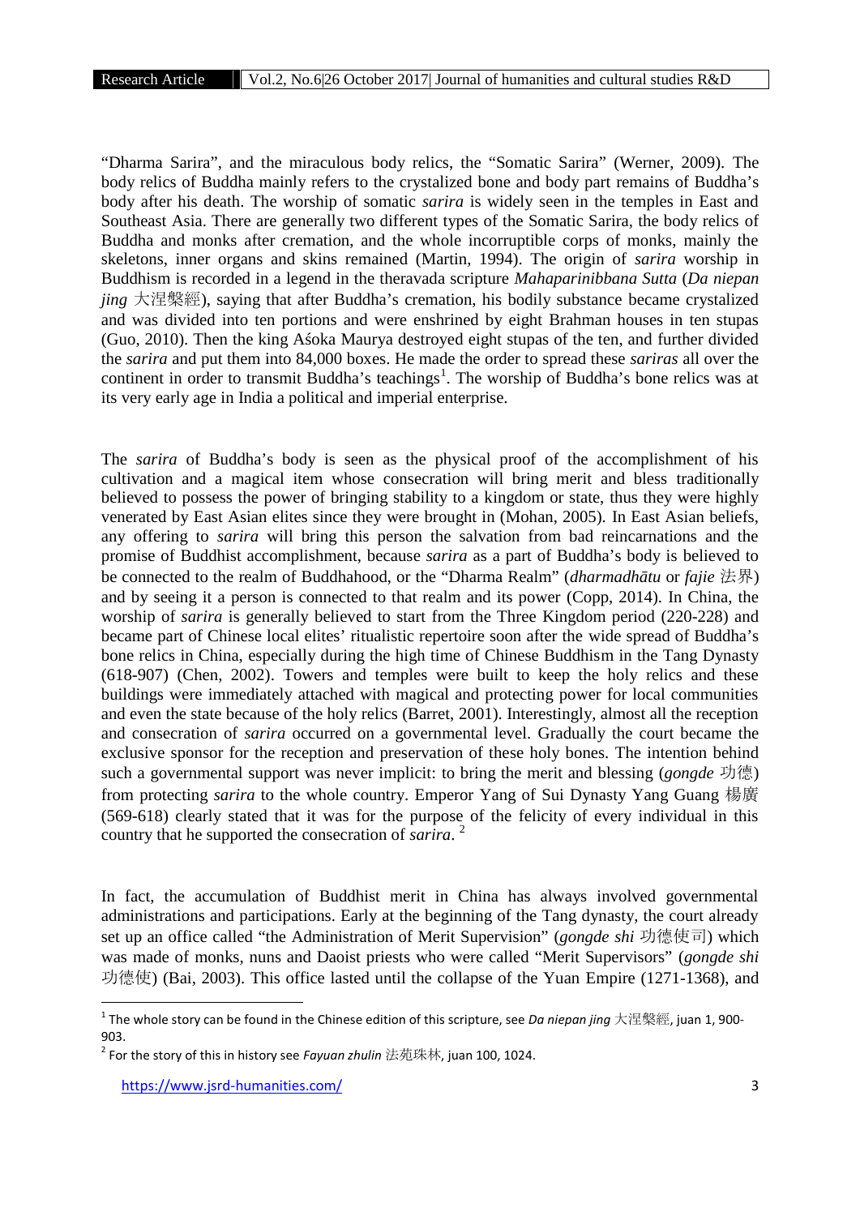"Dharma Sarira", and the miraculous body relics, the "Somatic Sarira" (Werner, 2009). The body relics of Buddha mainly refers to the crystalized bone and body part remains of Buddha's body after his death. The worship of somatic *sarira* is widely seen in the temples in East and Southeast Asia. There are generally two different types of the Somatic Sarira, the body relics of Buddha and monks after cremation, and the whole incorruptible corps of monks, mainly the skeletons, inner organs and skins remained (Martin, 1994). The origin of *sarira* worship in Buddhism is recorded in a legend in the theravada scripture *Mahaparinibbana Sutta* (*Da niepan jing* 大涅槃經), saying that after Buddha's cremation, his bodily substance became crystalized and was divided into ten portions and were enshrined by eight Brahman houses in ten stupas (Guo, 2010). Then the king Aśoka Maurya destroyed eight stupas of the ten, and further divided the *sarira* and put them into 84,000 boxes. He made the order to spread these *sariras* all over the continent in order to transmit Buddha's teachings[1]. The worship of Buddha's bone relics was at its very early age in India a political and imperial enterprise.

The *sarira* of Buddha's body is seen as the physical proof of the accomplishment of his cultivation and a magical item whose consecration will bring merit and bless traditionally believed to possess the power of bringing stability to a kingdom or state, thus they were highly venerated by East Asian elites since they were brought in (Mohan, 2005). In East Asian beliefs, any offering to *sarira* will bring this person the salvation from bad reincarnations and the promise of Buddhist accomplishment, because *sarira* as a part of Buddha's body is believed to be connected to the realm of Buddhahood, or the "Dharma Realm" (*dharmadhātu* or *fajie* 法界) and by seeing it a person is connected to that realm and its power (Copp, 2014). In China, the worship of *sarira* is generally believed to start from the Three Kingdom period (220-228) and became part of Chinese local elites' ritualistic repertoire soon after the wide spread of Buddha's bone relics in China, especially during the high time of Chinese Buddhism in the Tang Dynasty (618-907) (Chen, 2002). Towers and temples were built to keep the holy relics and these buildings were immediately attached with magical and protecting power for local communities and even the state because of the holy relics (Barret, 2001). Interestingly, almost all the reception and consecration of *sarira* occurred on a governmental level. Gradually the court became the exclusive sponsor for the reception and preservation of these holy bones. The intention behind such a governmental support was never implicit: to bring the merit and blessing (*gongde* 功德) from protecting *sarira* to the whole country. Emperor Yang of Sui Dynasty Yang Guang 楊廣 (569-618) clearly stated that it was for the purpose of the felicity of every individual in this country that he supported the consecration of *sarira*. [2]

In fact, the accumulation of Buddhist merit in China has always involved governmental administrations and participations. Early at the beginning of the Tang dynasty, the court already set up an office called "the Administration of Merit Supervision" (*gongde shi* 功德使司) which was made of monks, nuns and Daoist priests who were called "Merit Supervisors" (*gongde shi* 功德使) (Bai, 2003). This office lasted until the collapse of the Yuan Empire (1271-1368), and

---

[1] The whole story can be found in the Chinese edition of this scripture, see *Da niepan jing* 大涅槃經, juan 1, 900-903.

[2] For the story of this in history see *Fayuan zhulin* 法苑珠林, juan 100, 1024.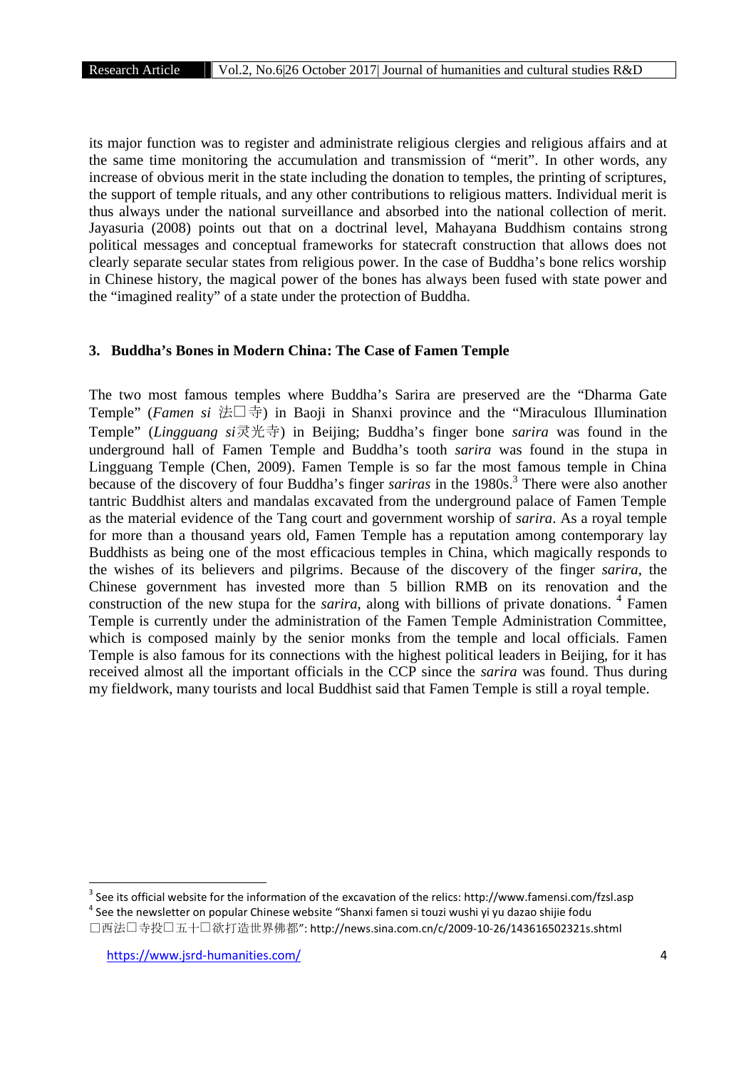its major function was to register and administrate religious clergies and religious affairs and at the same time monitoring the accumulation and transmission of "merit". In other words, any increase of obvious merit in the state including the donation to temples, the printing of scriptures, the support of temple rituals, and any other contributions to religious matters. Individual merit is thus always under the national surveillance and absorbed into the national collection of merit. Jayasuria (2008) points out that on a doctrinal level, Mahayana Buddhism contains strong political messages and conceptual frameworks for statecraft construction that allows does not clearly separate secular states from religious power. In the case of Buddha's bone relics worship in Chinese history, the magical power of the bones has always been fused with state power and the "imagined reality" of a state under the protection of Buddha.

## 3. Buddha's Bones in Modern China: The Case of Famen Temple

The two most famous temples where Buddha's Sarira are preserved are the "Dharma Gate Temple" (*Famen si* 法□寺) in Baoji in Shanxi province and the "Miraculous Illumination Temple" (*Lingguang si*灵光寺) in Beijing; Buddha's finger bone *sarira* was found in the underground hall of Famen Temple and Buddha's tooth *sarira* was found in the stupa in Lingguang Temple (Chen, 2009). Famen Temple is so far the most famous temple in China because of the discovery of four Buddha's finger *sariras* in the 1980s.[3] There were also another tantric Buddhist alters and mandalas excavated from the underground palace of Famen Temple as the material evidence of the Tang court and government worship of *sarira*. As a royal temple for more than a thousand years old, Famen Temple has a reputation among contemporary lay Buddhists as being one of the most efficacious temples in China, which magically responds to the wishes of its believers and pilgrims. Because of the discovery of the finger *sarira*, the Chinese government has invested more than 5 billion RMB on its renovation and the construction of the new stupa for the *sarira*, along with billions of private donations. [4] Famen Temple is currently under the administration of the Famen Temple Administration Committee, which is composed mainly by the senior monks from the temple and local officials. Famen Temple is also famous for its connections with the highest political leaders in Beijing, for it has received almost all the important officials in the CCP since the *sarira* was found. Thus during my fieldwork, many tourists and local Buddhist said that Famen Temple is still a royal temple.

---

[3] See its official website for the information of the excavation of the relics: http://www.famensi.com/fzsl.asp

[4] See the newsletter on popular Chinese website "Shanxi famen si touzi wushi yi yu dazao shijie fodu □西法□寺投□五十□欲打造世界佛都": http://news.sina.com.cn/c/2009-10-26/143616502321s.shtml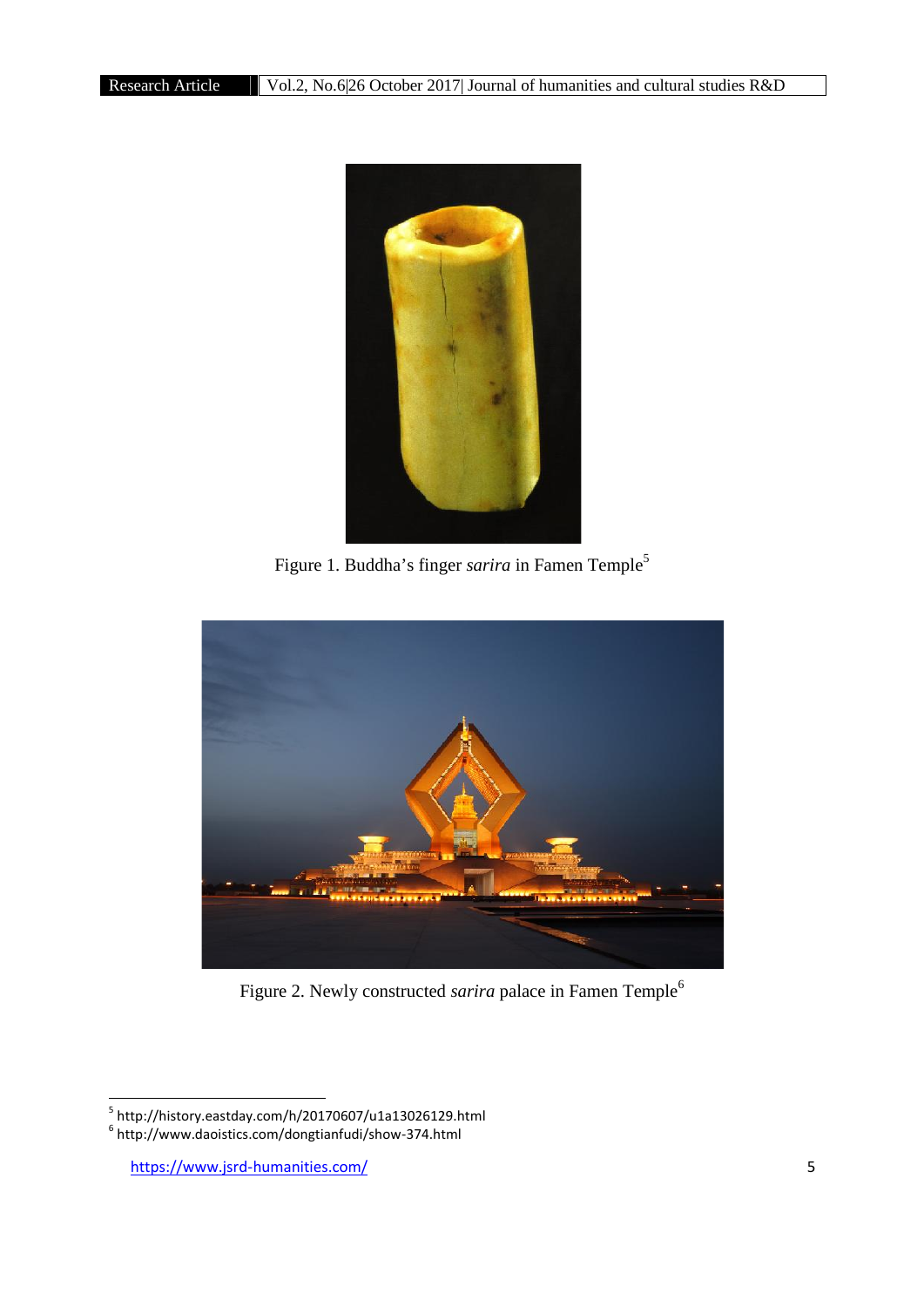Figure 1. Buddha's finger *sarira* in Famen Temple[5]

Figure 2. Newly constructed *sarira* palace in Famen Temple[6]

[5] http://history.eastday.com/h/20170607/u1a13026129.html

[6] http://www.daoistics.com/dongtianfudi/show-374.html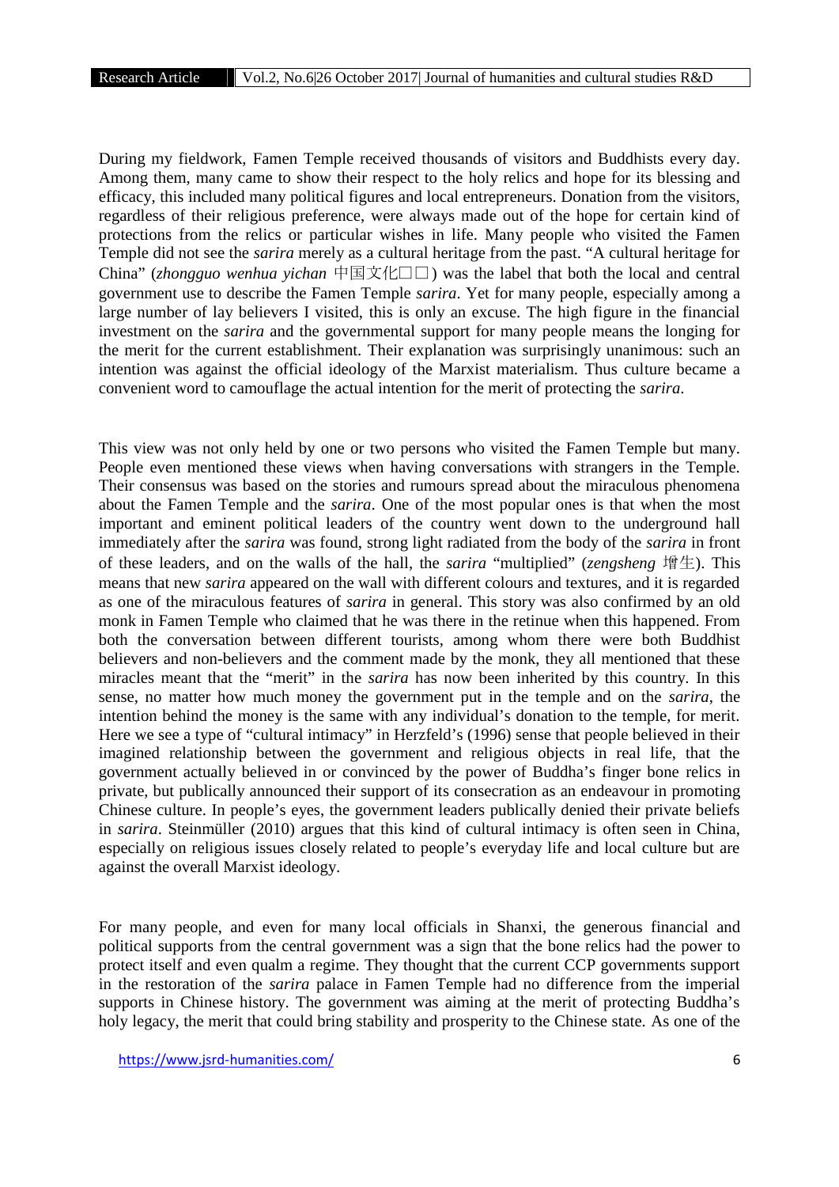During my fieldwork, Famen Temple received thousands of visitors and Buddhists every day. Among them, many came to show their respect to the holy relics and hope for its blessing and efficacy, this included many political figures and local entrepreneurs. Donation from the visitors, regardless of their religious preference, were always made out of the hope for certain kind of protections from the relics or particular wishes in life. Many people who visited the Famen Temple did not see the *sarira* merely as a cultural heritage from the past. "A cultural heritage for China" (*zhongguo wenhua yichan* 中国文化□□) was the label that both the local and central government use to describe the Famen Temple *sarira*. Yet for many people, especially among a large number of lay believers I visited, this is only an excuse. The high figure in the financial investment on the *sarira* and the governmental support for many people means the longing for the merit for the current establishment. Their explanation was surprisingly unanimous: such an intention was against the official ideology of the Marxist materialism. Thus culture became a convenient word to camouflage the actual intention for the merit of protecting the *sarira*.

This view was not only held by one or two persons who visited the Famen Temple but many. People even mentioned these views when having conversations with strangers in the Temple. Their consensus was based on the stories and rumours spread about the miraculous phenomena about the Famen Temple and the *sarira*. One of the most popular ones is that when the most important and eminent political leaders of the country went down to the underground hall immediately after the *sarira* was found, strong light radiated from the body of the *sarira* in front of these leaders, and on the walls of the hall, the *sarira* "multiplied" (*zengsheng* 增生). This means that new *sarira* appeared on the wall with different colours and textures, and it is regarded as one of the miraculous features of *sarira* in general. This story was also confirmed by an old monk in Famen Temple who claimed that he was there in the retinue when this happened. From both the conversation between different tourists, among whom there were both Buddhist believers and non-believers and the comment made by the monk, they all mentioned that these miracles meant that the "merit" in the *sarira* has now been inherited by this country. In this sense, no matter how much money the government put in the temple and on the *sarira*, the intention behind the money is the same with any individual's donation to the temple, for merit. Here we see a type of "cultural intimacy" in Herzfeld's (1996) sense that people believed in their imagined relationship between the government and religious objects in real life, that the government actually believed in or convinced by the power of Buddha's finger bone relics in private, but publically announced their support of its consecration as an endeavour in promoting Chinese culture. In people's eyes, the government leaders publically denied their private beliefs in *sarira*. Steinmüller (2010) argues that this kind of cultural intimacy is often seen in China, especially on religious issues closely related to people's everyday life and local culture but are against the overall Marxist ideology.

For many people, and even for many local officials in Shanxi, the generous financial and political supports from the central government was a sign that the bone relics had the power to protect itself and even qualm a regime. They thought that the current CCP governments support in the restoration of the *sarira* palace in Famen Temple had no difference from the imperial supports in Chinese history. The government was aiming at the merit of protecting Buddha's holy legacy, the merit that could bring stability and prosperity to the Chinese state. As one of the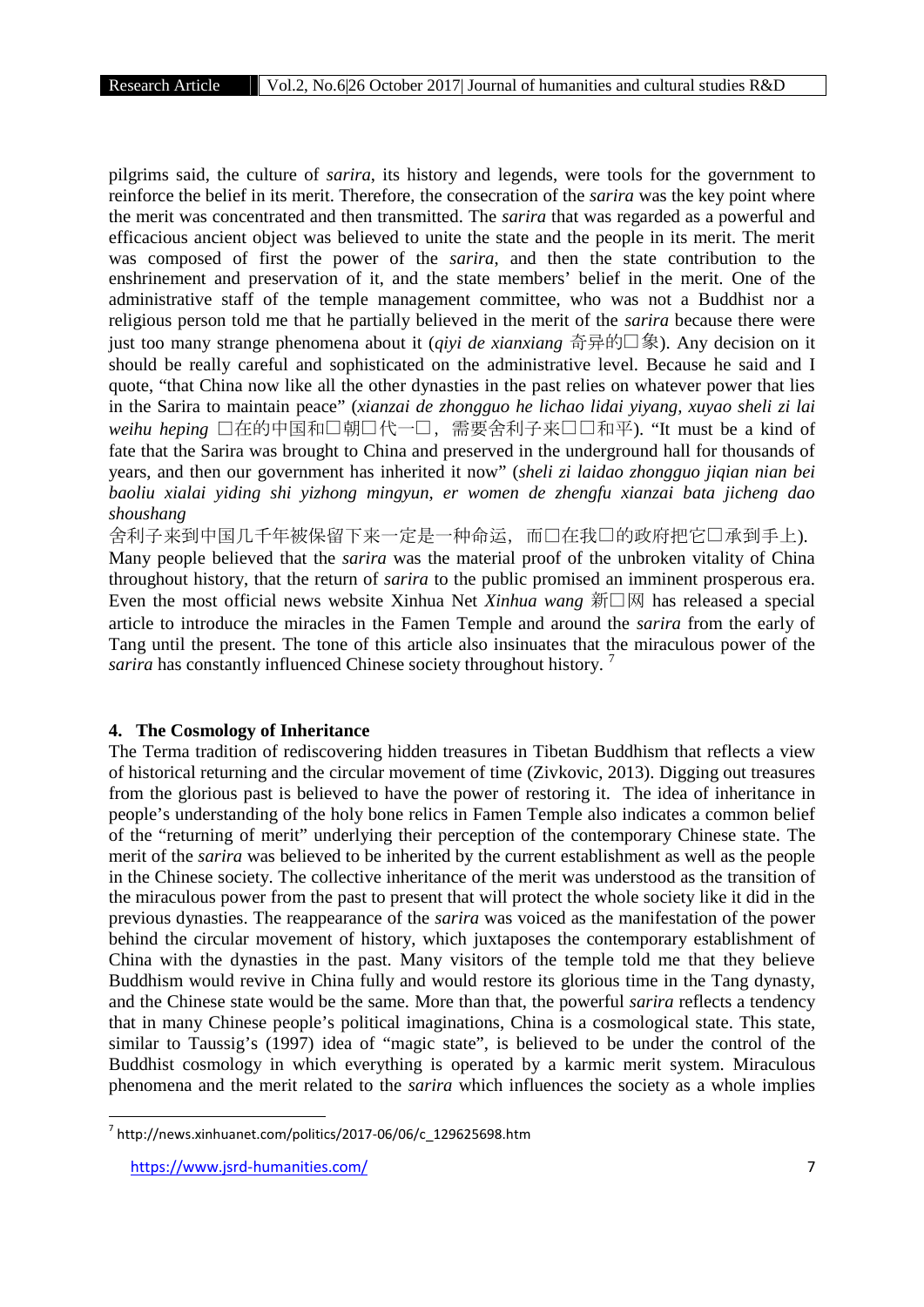pilgrims said, the culture of *sarira*, its history and legends, were tools for the government to reinforce the belief in its merit. Therefore, the consecration of the *sarira* was the key point where the merit was concentrated and then transmitted. The *sarira* that was regarded as a powerful and efficacious ancient object was believed to unite the state and the people in its merit. The merit was composed of first the power of the *sarira*, and then the state contribution to the enshrinement and preservation of it, and the state members' belief in the merit. One of the administrative staff of the temple management committee, who was not a Buddhist nor a religious person told me that he partially believed in the merit of the *sarira* because there were just too many strange phenomena about it (*qiyi de xianxiang* 奇异的□象). Any decision on it should be really careful and sophisticated on the administrative level. Because he said and I quote, "that China now like all the other dynasties in the past relies on whatever power that lies in the Sarira to maintain peace" (*xianzai de zhongguo he lichao lidai yiyang, xuyao sheli zi lai weihu heping* □在的中国和□朝□代一□，需要舍利子来□□和平). "It must be a kind of fate that the Sarira was brought to China and preserved in the underground hall for thousands of years, and then our government has inherited it now" (*sheli zi laidao zhongguo jiqian nian bei baoliu xialai yiding shi yizhong mingyun, er women de zhengfu xianzai bata jicheng dao shoushang* 舍利子来到中国几千年被保留下来一定是一种命运，而□在我□的政府把它□承到手上). Many people believed that the *sarira* was the material proof of the unbroken vitality of China throughout history, that the return of *sarira* to the public promised an imminent prosperous era. Even the most official news website Xinhua Net *Xinhua wang* 新□网 has released a special article to introduce the miracles in the Famen Temple and around the *sarira* from the early of Tang until the present. The tone of this article also insinuates that the miraculous power of the *sarira* has constantly influenced Chinese society throughout history. [7]

## 4. The Cosmology of Inheritance

The Terma tradition of rediscovering hidden treasures in Tibetan Buddhism that reflects a view of historical returning and the circular movement of time (Zivkovic, 2013). Digging out treasures from the glorious past is believed to have the power of restoring it. The idea of inheritance in people's understanding of the holy bone relics in Famen Temple also indicates a common belief of the "returning of merit" underlying their perception of the contemporary Chinese state. The merit of the *sarira* was believed to be inherited by the current establishment as well as the people in the Chinese society. The collective inheritance of the merit was understood as the transition of the miraculous power from the past to present that will protect the whole society like it did in the previous dynasties. The reappearance of the *sarira* was voiced as the manifestation of the power behind the circular movement of history, which juxtaposes the contemporary establishment of China with the dynasties in the past. Many visitors of the temple told me that they believe Buddhism would revive in China fully and would restore its glorious time in the Tang dynasty, and the Chinese state would be the same. More than that, the powerful *sarira* reflects a tendency that in many Chinese people's political imaginations, China is a cosmological state. This state, similar to Taussig's (1997) idea of "magic state", is believed to be under the control of the Buddhist cosmology in which everything is operated by a karmic merit system. Miraculous phenomena and the merit related to the *sarira* which influences the society as a whole implies

[7] http://news.xinhuanet.com/politics/2017-06/06/c_129625698.htm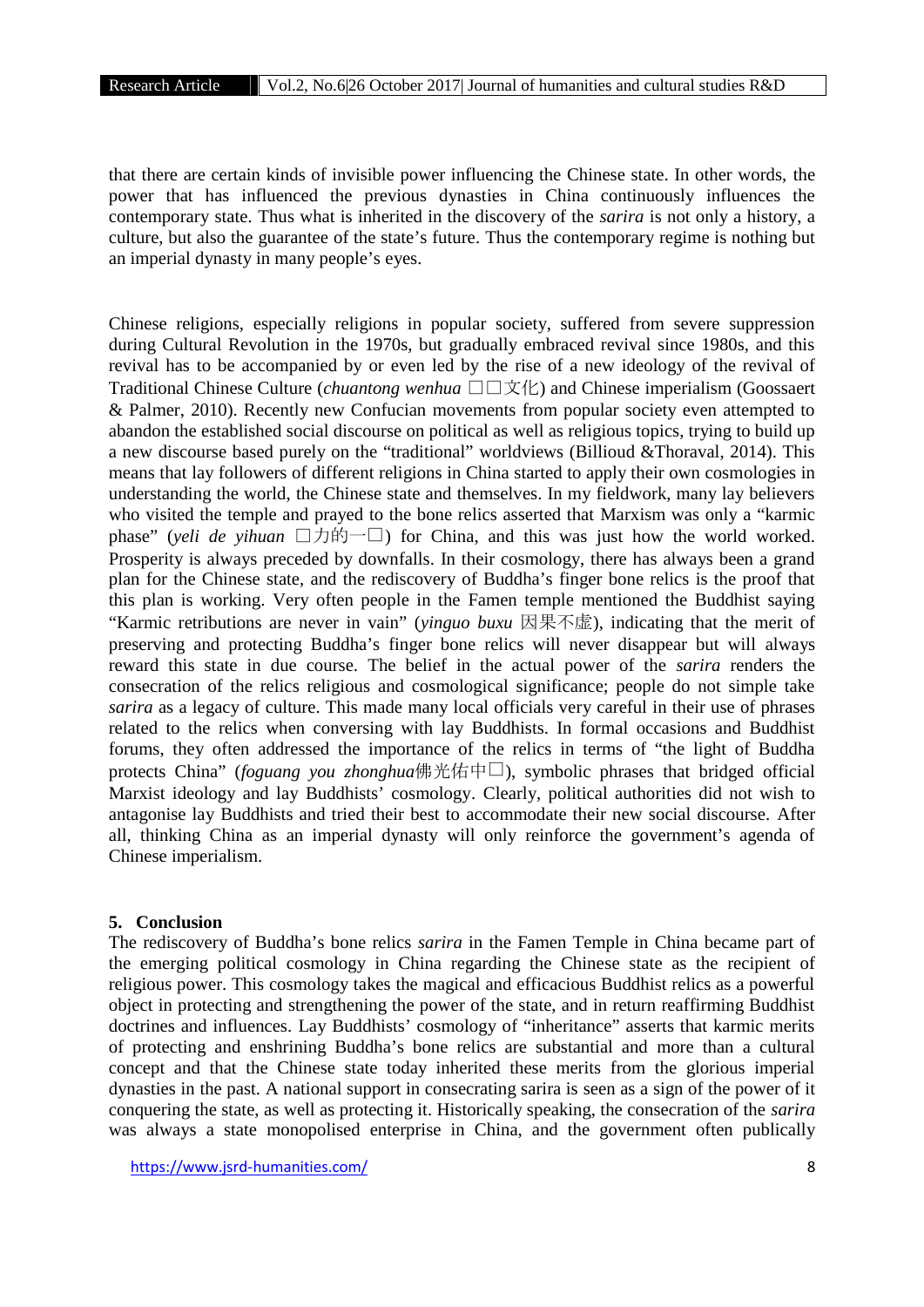that there are certain kinds of invisible power influencing the Chinese state. In other words, the power that has influenced the previous dynasties in China continuously influences the contemporary state. Thus what is inherited in the discovery of the *sarira* is not only a history, a culture, but also the guarantee of the state's future. Thus the contemporary regime is nothing but an imperial dynasty in many people's eyes.

Chinese religions, especially religions in popular society, suffered from severe suppression during Cultural Revolution in the 1970s, but gradually embraced revival since 1980s, and this revival has to be accompanied by or even led by the rise of a new ideology of the revival of Traditional Chinese Culture (*chuantong wenhua* □□文化) and Chinese imperialism (Goossaert & Palmer, 2010). Recently new Confucian movements from popular society even attempted to abandon the established social discourse on political as well as religious topics, trying to build up a new discourse based purely on the "traditional" worldviews (Billioud &Thoraval, 2014). This means that lay followers of different religions in China started to apply their own cosmologies in understanding the world, the Chinese state and themselves. In my fieldwork, many lay believers who visited the temple and prayed to the bone relics asserted that Marxism was only a "karmic phase" (*yeli de yihuan* □力的一□) for China, and this was just how the world worked. Prosperity is always preceded by downfalls. In their cosmology, there has always been a grand plan for the Chinese state, and the rediscovery of Buddha's finger bone relics is the proof that this plan is working. Very often people in the Famen temple mentioned the Buddhist saying "Karmic retributions are never in vain" (*yinguo buxu* 因果不虛), indicating that the merit of preserving and protecting Buddha's finger bone relics will never disappear but will always reward this state in due course. The belief in the actual power of the *sarira* renders the consecration of the relics religious and cosmological significance; people do not simple take *sarira* as a legacy of culture. This made many local officials very careful in their use of phrases related to the relics when conversing with lay Buddhists. In formal occasions and Buddhist forums, they often addressed the importance of the relics in terms of "the light of Buddha protects China" (*foguang you zhonghua*佛光佑中□), symbolic phrases that bridged official Marxist ideology and lay Buddhists' cosmology. Clearly, political authorities did not wish to antagonise lay Buddhists and tried their best to accommodate their new social discourse. After all, thinking China as an imperial dynasty will only reinforce the government's agenda of Chinese imperialism.

## 5. Conclusion

The rediscovery of Buddha's bone relics *sarira* in the Famen Temple in China became part of the emerging political cosmology in China regarding the Chinese state as the recipient of religious power. This cosmology takes the magical and efficacious Buddhist relics as a powerful object in protecting and strengthening the power of the state, and in return reaffirming Buddhist doctrines and influences. Lay Buddhists' cosmology of "inheritance" asserts that karmic merits of protecting and enshrining Buddha's bone relics are substantial and more than a cultural concept and that the Chinese state today inherited these merits from the glorious imperial dynasties in the past. A national support in consecrating sarira is seen as a sign of the power of it conquering the state, as well as protecting it. Historically speaking, the consecration of the *sarira* was always a state monopolised enterprise in China, and the government often publically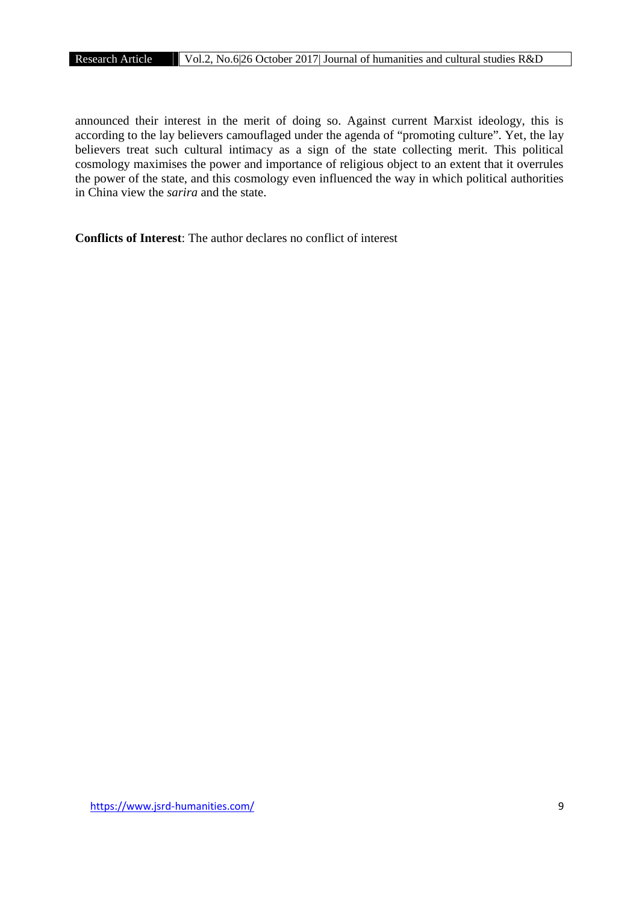announced their interest in the merit of doing so. Against current Marxist ideology, this is according to the lay believers camouflaged under the agenda of "promoting culture". Yet, the lay believers treat such cultural intimacy as a sign of the state collecting merit. This political cosmology maximises the power and importance of religious object to an extent that it overrules the power of the state, and this cosmology even influenced the way in which political authorities in China view the *sarira* and the state.

**Conflicts of Interest**: The author declares no conflict of interest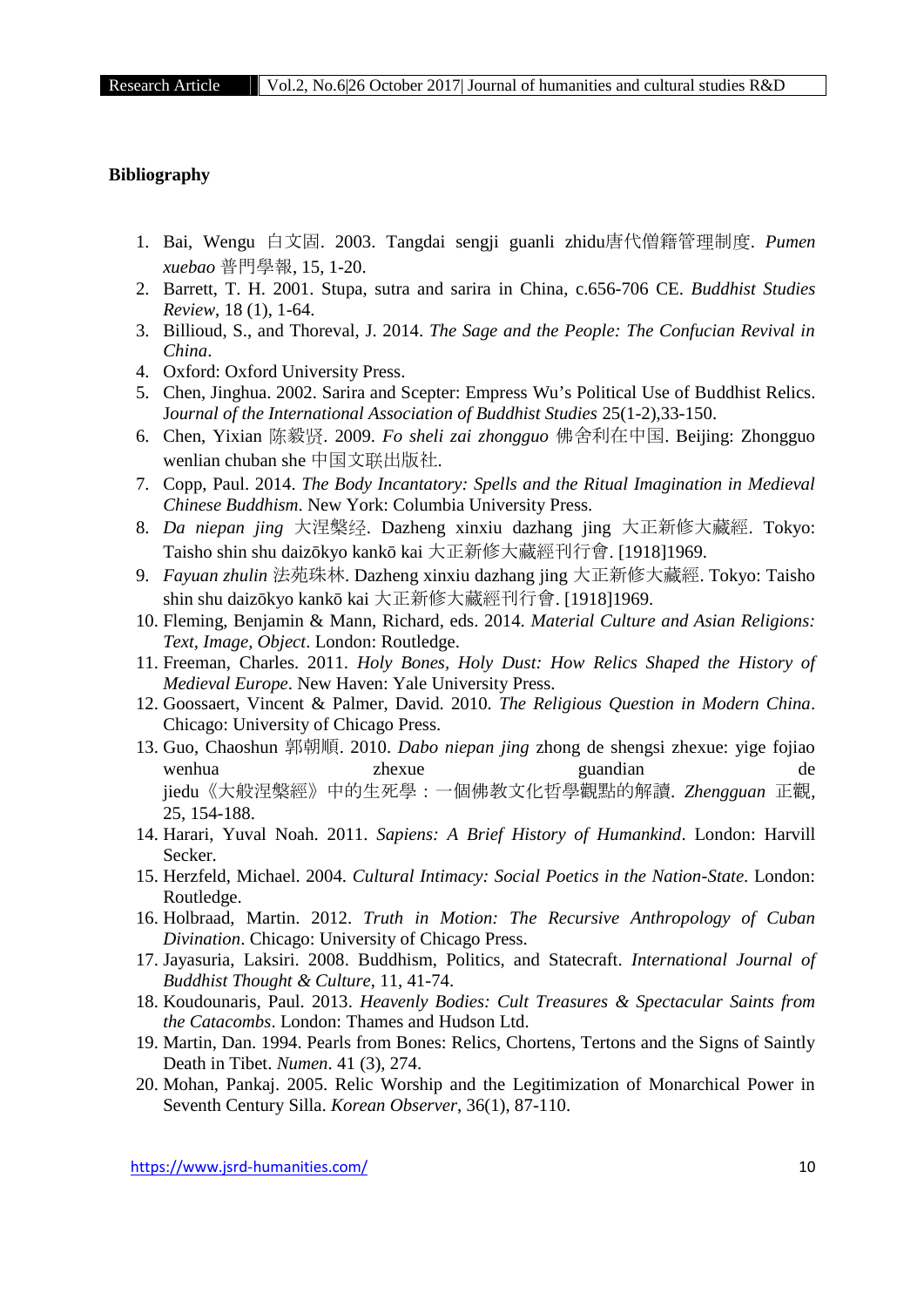**Bibliography**

1. Bai, Wengu 白文固. 2003. Tangdai sengji guanli zhidu唐代僧籍管理制度. *Pumen xuebao* 普門學報, 15, 1-20.
2. Barrett, T. H. 2001. Stupa, sutra and sarira in China, c.656-706 CE. *Buddhist Studies Review*, 18 (1), 1-64.
3. Billioud, S., and Thoreval, J. 2014. *The Sage and the People: The Confucian Revival in China*.
4. Oxford: Oxford University Press.
5. Chen, Jinghua. 2002. Sarira and Scepter: Empress Wu's Political Use of Buddhist Relics. *Journal of the International Association of Buddhist Studies* 25(1-2),33-150.
6. Chen, Yixian 陈毅贤. 2009. *Fo sheli zai zhongguo* 佛舍利在中国. Beijing: Zhongguo wenlian chuban she 中国文联出版社.
7. Copp, Paul. 2014. *The Body Incantatory: Spells and the Ritual Imagination in Medieval Chinese Buddhism*. New York: Columbia University Press.
8. *Da niepan jing* 大涅槃经. Dazheng xinxiu dazhang jing 大正新修大藏經. Tokyo: Taisho shin shu daizōkyo kankō kai 大正新修大藏經刊行會. [1918]1969.
9. *Fayuan zhulin* 法苑珠林. Dazheng xinxiu dazhang jing 大正新修大藏經. Tokyo: Taisho shin shu daizōkyo kankō kai 大正新修大藏經刊行會. [1918]1969.
10. Fleming, Benjamin & Mann, Richard, eds. 2014. *Material Culture and Asian Religions: Text, Image, Object*. London: Routledge.
11. Freeman, Charles. 2011. *Holy Bones, Holy Dust: How Relics Shaped the History of Medieval Europe*. New Haven: Yale University Press.
12. Goossaert, Vincent & Palmer, David. 2010. *The Religious Question in Modern China*. Chicago: University of Chicago Press.
13. Guo, Chaoshun 郭朝順. 2010. *Dabo niepan jing* zhong de shengsi zhexue: yige fojiao wenhua zhexue guandian de jiedu《大般涅槃經》中的生死學：一個佛教文化哲學觀點的解讀. *Zhengguan* 正觀, 25, 154-188.
14. Harari, Yuval Noah. 2011. *Sapiens: A Brief History of Humankind*. London: Harvill Secker.
15. Herzfeld, Michael. 2004. *Cultural Intimacy: Social Poetics in the Nation-State*. London: Routledge.
16. Holbraad, Martin. 2012. *Truth in Motion: The Recursive Anthropology of Cuban Divination*. Chicago: University of Chicago Press.
17. Jayasuria, Laksiri. 2008. Buddhism, Politics, and Statecraft. *International Journal of Buddhist Thought & Culture*, 11, 41-74.
18. Koudounaris, Paul. 2013. *Heavenly Bodies: Cult Treasures & Spectacular Saints from the Catacombs*. London: Thames and Hudson Ltd.
19. Martin, Dan. 1994. Pearls from Bones: Relics, Chortens, Tertons and the Signs of Saintly Death in Tibet. *Numen*. 41 (3), 274.
20. Mohan, Pankaj. 2005. Relic Worship and the Legitimization of Monarchical Power in Seventh Century Silla. *Korean Observer*, 36(1), 87-110.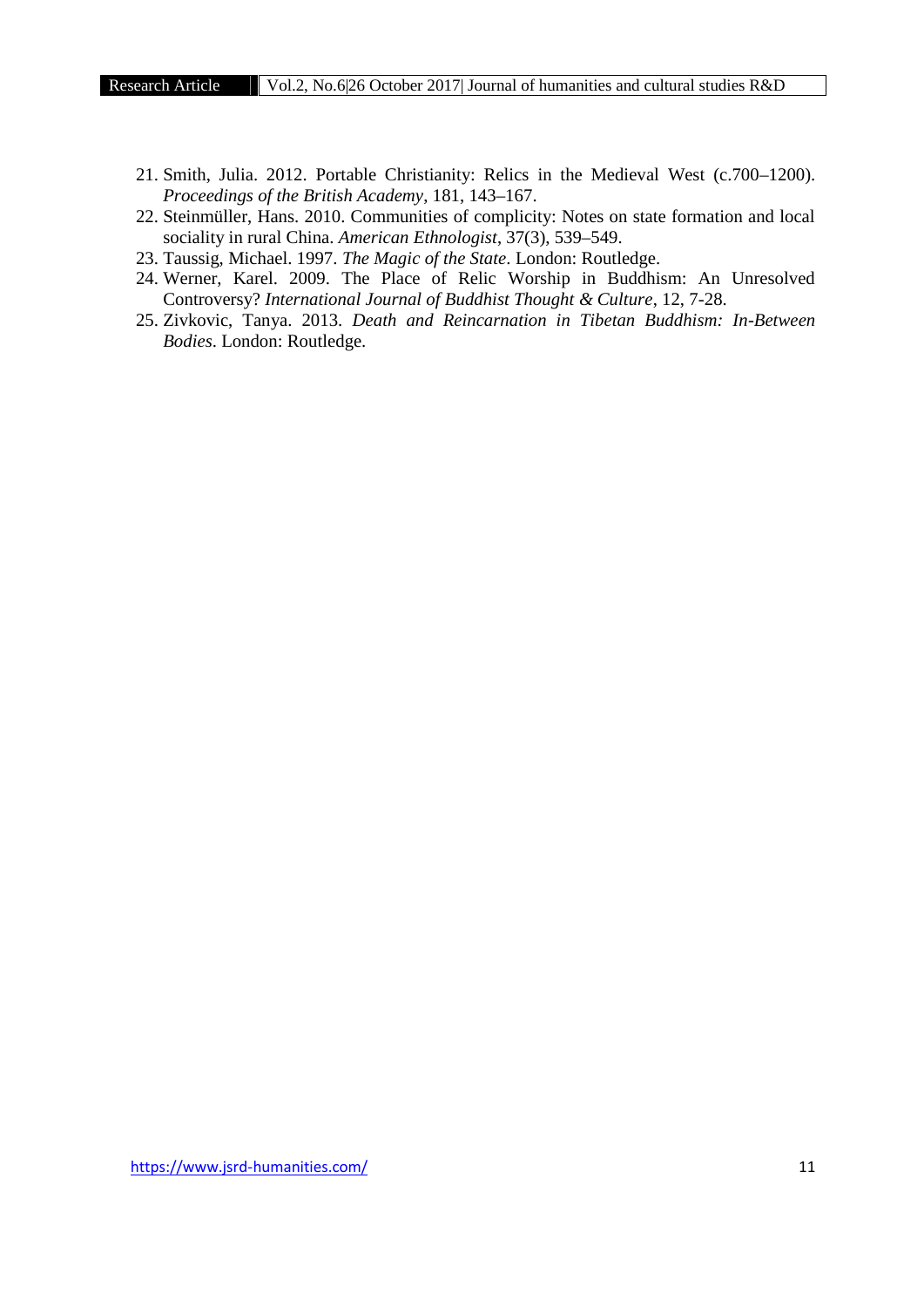21. Smith, Julia. 2012. Portable Christianity: Relics in the Medieval West (c.700–1200). *Proceedings of the British Academy*, 181, 143–167.
22. Steinmüller, Hans. 2010. Communities of complicity: Notes on state formation and local sociality in rural China. *American Ethnologist*, 37(3), 539–549.
23. Taussig, Michael. 1997. *The Magic of the State*. London: Routledge.
24. Werner, Karel. 2009. The Place of Relic Worship in Buddhism: An Unresolved Controversy? *International Journal of Buddhist Thought & Culture*, 12, 7-28.
25. Zivkovic, Tanya. 2013. *Death and Reincarnation in Tibetan Buddhism: In-Between Bodies*. London: Routledge.